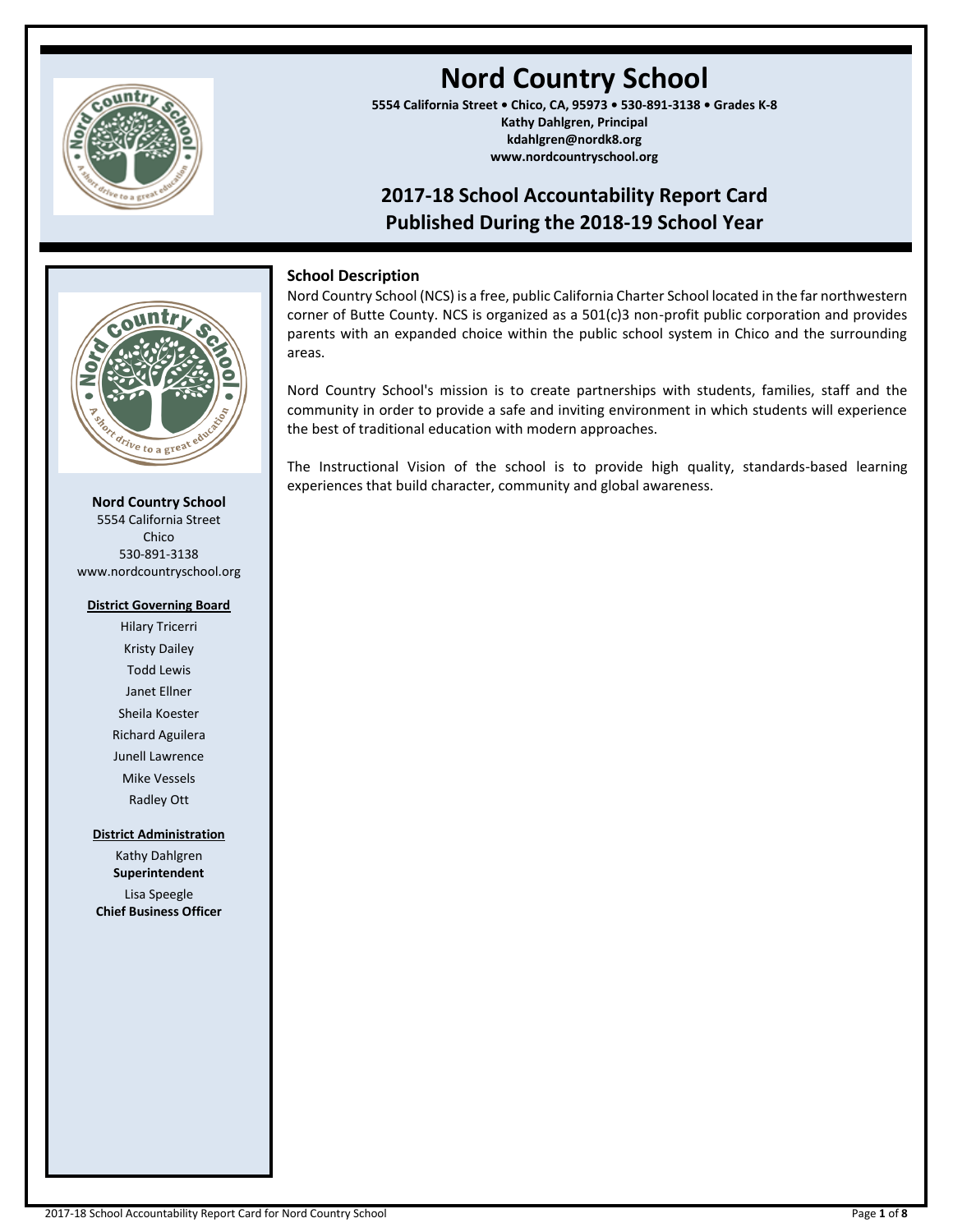# Nord Country School

**5554 California Street • Chico, CA, 95973 • 530-891-3138 • Grades K-8**
**Kathy Dahlgren, Principal**
**kdahlgren@nordk8.org**
**www.nordcountryschool.org**

## 2017-18 School Accountability Report Card
## Published During the 2018-19 School Year

**Nord Country School**
5554 California Street
Chico
530-891-3138
www.nordcountryschool.org

**District Governing Board**

Hilary Tricerri
Kristy Dailey
Todd Lewis
Janet Ellner
Sheila Koester
Richard Aguilera
Junell Lawrence
Mike Vessels
Radley Ott

**District Administration**

Kathy Dahlgren
**Superintendent**
Lisa Speegle
**Chief Business Officer**

### School Description

Nord Country School (NCS) is a free, public California Charter School located in the far northwestern corner of Butte County. NCS is organized as a 501(c)3 non-profit public corporation and provides parents with an expanded choice within the public school system in Chico and the surrounding areas.

Nord Country School's mission is to create partnerships with students, families, staff and the community in order to provide a safe and inviting environment in which students will experience the best of traditional education with modern approaches.

The Instructional Vision of the school is to provide high quality, standards-based learning experiences that build character, community and global awareness.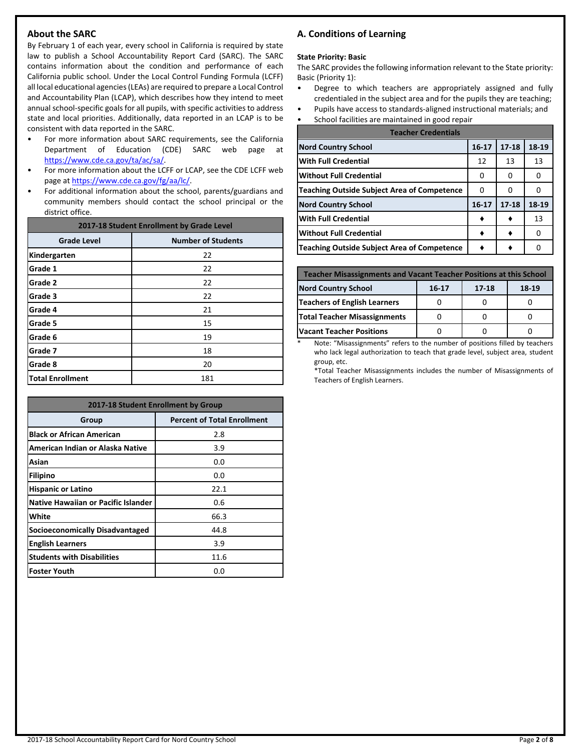## About the SARC

By February 1 of each year, every school in California is required by state law to publish a School Accountability Report Card (SARC). The SARC contains information about the condition and performance of each California public school. Under the Local Control Funding Formula (LCFF) all local educational agencies (LEAs) are required to prepare a Local Control and Accountability Plan (LCAP), which describes how they intend to meet annual school-specific goals for all pupils, with specific activities to address state and local priorities. Additionally, data reported in an LCAP is to be consistent with data reported in the SARC.

- For more information about SARC requirements, see the California Department of Education (CDE) SARC web page at https://www.cde.ca.gov/ta/ac/sa/.
- For more information about the LCFF or LCAP, see the CDE LCFF web page at https://www.cde.ca.gov/fg/aa/lc/.
- For additional information about the school, parents/guardians and community members should contact the school principal or the district office.

| 2017-18 Student Enrollment by Grade Level | |
|---|---|
| **Grade Level** | **Number of Students** |
| Kindergarten | 22 |
| Grade 1 | 22 |
| Grade 2 | 22 |
| Grade 3 | 22 |
| Grade 4 | 21 |
| Grade 5 | 15 |
| Grade 6 | 19 |
| Grade 7 | 18 |
| Grade 8 | 20 |
| Total Enrollment | 181 |

| 2017-18 Student Enrollment by Group | |
|---|---|
| **Group** | **Percent of Total Enrollment** |
| Black or African American | 2.8 |
| American Indian or Alaska Native | 3.9 |
| Asian | 0.0 |
| Filipino | 0.0 |
| Hispanic or Latino | 22.1 |
| Native Hawaiian or Pacific Islander | 0.6 |
| White | 66.3 |
| Socioeconomically Disadvantaged | 44.8 |
| English Learners | 3.9 |
| Students with Disabilities | 11.6 |
| Foster Youth | 0.0 |

## A. Conditions of Learning

**State Priority: Basic**

The SARC provides the following information relevant to the State priority: Basic (Priority 1):

- Degree to which teachers are appropriately assigned and fully credentialed in the subject area and for the pupils they are teaching;
- Pupils have access to standards-aligned instructional materials; and
- School facilities are maintained in good repair

| Teacher Credentials | | | |
|---|---|---|---|
| **Nord Country School** | **16-17** | **17-18** | **18-19** |
| With Full Credential | 12 | 13 | 13 |
| Without Full Credential | 0 | 0 | 0 |
| Teaching Outside Subject Area of Competence | 0 | 0 | 0 |
| **Nord Country School** | **16-17** | **17-18** | **18-19** |
| With Full Credential | ♦ | ♦ | 13 |
| Without Full Credential | ♦ | ♦ | 0 |
| Teaching Outside Subject Area of Competence | ♦ | ♦ | 0 |

| Teacher Misassignments and Vacant Teacher Positions at this School | | | |
|---|---|---|---|
| **Nord Country School** | **16-17** | **17-18** | **18-19** |
| Teachers of English Learners | 0 | 0 | 0 |
| Total Teacher Misassignments | 0 | 0 | 0 |
| Vacant Teacher Positions | 0 | 0 | 0 |

\* Note: "Misassignments" refers to the number of positions filled by teachers who lack legal authorization to teach that grade level, subject area, student group, etc.

*Total Teacher Misassignments includes the number of Misassignments of Teachers of English Learners.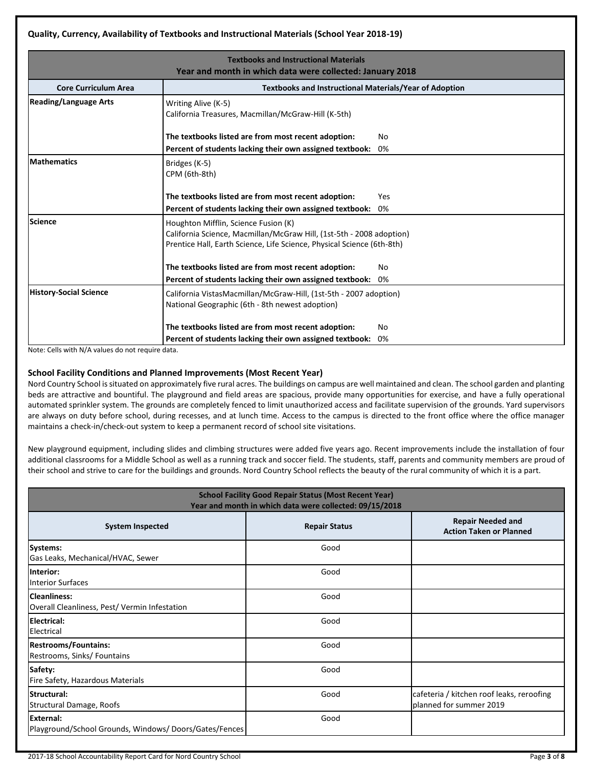### Quality, Currency, Availability of Textbooks and Instructional Materials (School Year 2018-19)

| Textbooks and Instructional Materials<br>Year and month in which data were collected: January 2018 | |
|---|---|
| **Core Curriculum Area** | **Textbooks and Instructional Materials/Year of Adoption** |
| **Reading/Language Arts** | Writing Alive (K-5)<br>California Treasures, Macmillan/McGraw-Hill (K-5th)<br><br>**The textbooks listed are from most recent adoption:** No<br>**Percent of students lacking their own assigned textbook:** 0% |
| **Mathematics** | Bridges (K-5)<br>CPM (6th-8th)<br><br>**The textbooks listed are from most recent adoption:** Yes<br>**Percent of students lacking their own assigned textbook:** 0% |
| **Science** | Houghton Mifflin, Science Fusion (K)<br>California Science, Macmillan/McGraw Hill, (1st-5th - 2008 adoption)<br>Prentice Hall, Earth Science, Life Science, Physical Science (6th-8th)<br><br>**The textbooks listed are from most recent adoption:** No<br>**Percent of students lacking their own assigned textbook:** 0% |
| **History-Social Science** | California VistasMacmillan/McGraw-Hill, (1st-5th - 2007 adoption)<br>National Geographic (6th - 8th newest adoption)<br><br>**The textbooks listed are from most recent adoption:** No<br>**Percent of students lacking their own assigned textbook:** 0% |

Note: Cells with N/A values do not require data.

### School Facility Conditions and Planned Improvements (Most Recent Year)

Nord Country School is situated on approximately five rural acres. The buildings on campus are well maintained and clean. The school garden and planting beds are attractive and bountiful. The playground and field areas are spacious, provide many opportunities for exercise, and have a fully operational automated sprinkler system. The grounds are completely fenced to limit unauthorized access and facilitate supervision of the grounds. Yard supervisors are always on duty before school, during recesses, and at lunch time. Access to the campus is directed to the front office where the office manager maintains a check-in/check-out system to keep a permanent record of school site visitations.

New playground equipment, including slides and climbing structures were added five years ago. Recent improvements include the installation of four additional classrooms for a Middle School as well as a running track and soccer field. The students, staff, parents and community members are proud of their school and strive to care for the buildings and grounds. Nord Country School reflects the beauty of the rural community of which it is a part.

| School Facility Good Repair Status (Most Recent Year)<br>Year and month in which data were collected: 09/15/2018 | | |
|---|---|---|
| **System Inspected** | **Repair Status** | **Repair Needed and Action Taken or Planned** |
| **Systems:**<br>Gas Leaks, Mechanical/HVAC, Sewer | Good | |
| **Interior:**<br>Interior Surfaces | Good | |
| **Cleanliness:**<br>Overall Cleanliness, Pest/ Vermin Infestation | Good | |
| **Electrical:**<br>Electrical | Good | |
| **Restrooms/Fountains:**<br>Restrooms, Sinks/ Fountains | Good | |
| **Safety:**<br>Fire Safety, Hazardous Materials | Good | |
| **Structural:**<br>Structural Damage, Roofs | Good | cafeteria / kitchen roof leaks, reroofing planned for summer 2019 |
| **External:**<br>Playground/School Grounds, Windows/ Doors/Gates/Fences | Good | |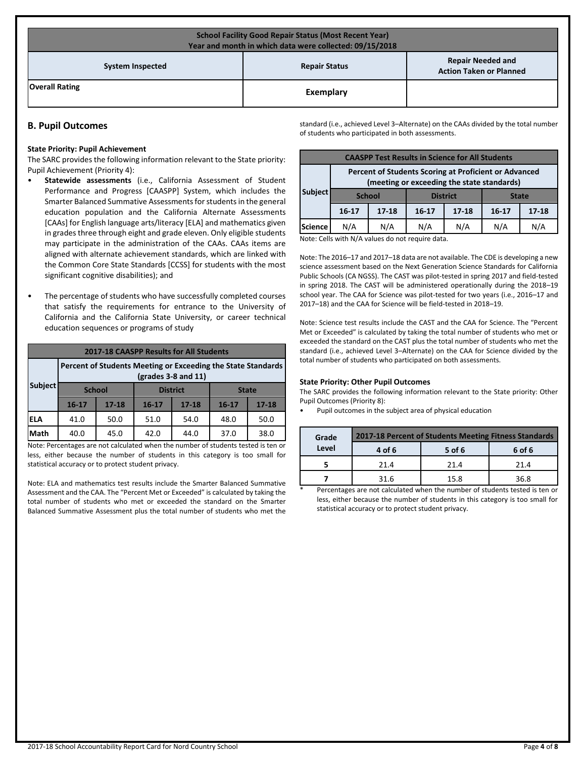| School Facility Good Repair Status (Most Recent Year)<br>Year and month in which data were collected: 09/15/2018 | | |
|---|---|---|
| **System Inspected** | **Repair Status** | **Repair Needed and Action Taken or Planned** |
| **Overall Rating** | **Exemplary** | |

## B. Pupil Outcomes

### State Priority: Pupil Achievement

The SARC provides the following information relevant to the State priority: Pupil Achievement (Priority 4):

- **Statewide assessments** (i.e., California Assessment of Student Performance and Progress [CAASPP] System, which includes the Smarter Balanced Summative Assessments for students in the general education population and the California Alternate Assessments [CAAs] for English language arts/literacy [ELA] and mathematics given in grades three through eight and grade eleven. Only eligible students may participate in the administration of the CAAs. CAAs items are aligned with alternate achievement standards, which are linked with the Common Core State Standards [CCSS] for students with the most significant cognitive disabilities); and
- The percentage of students who have successfully completed courses that satisfy the requirements for entrance to the University of California and the California State University, or career technical education sequences or programs of study

**2017-18 CAASPP Results for All Students**

| Subject | Percent of Students Meeting or Exceeding the State Standards (grades 3-8 and 11) | | | | | |
|---|---|---|---|---|---|---|
| | School | | District | | State | |
| | 16-17 | 17-18 | 16-17 | 17-18 | 16-17 | 17-18 |
| ELA | 41.0 | 50.0 | 51.0 | 54.0 | 48.0 | 50.0 |
| Math | 40.0 | 45.0 | 42.0 | 44.0 | 37.0 | 38.0 |

Note: Percentages are not calculated when the number of students tested is ten or less, either because the number of students in this category is too small for statistical accuracy or to protect student privacy.

Note: ELA and mathematics test results include the Smarter Balanced Summative Assessment and the CAA. The "Percent Met or Exceeded" is calculated by taking the total number of students who met or exceeded the standard on the Smarter Balanced Summative Assessment plus the total number of students who met the standard (i.e., achieved Level 3–Alternate) on the CAAs divided by the total number of students who participated in both assessments.

**CAASPP Test Results in Science for All Students**

| Subject | Percent of Students Scoring at Proficient or Advanced (meeting or exceeding the state standards) | | | | | |
|---|---|---|---|---|---|---|
| | School | | District | | State | |
| | 16-17 | 17-18 | 16-17 | 17-18 | 16-17 | 17-18 |
| Science | N/A | N/A | N/A | N/A | N/A | N/A |

Note: Cells with N/A values do not require data.

Note: The 2016–17 and 2017–18 data are not available. The CDE is developing a new science assessment based on the Next Generation Science Standards for California Public Schools (CA NGSS). The CAST was pilot-tested in spring 2017 and field-tested in spring 2018. The CAST will be administered operationally during the 2018–19 school year. The CAA for Science was pilot-tested for two years (i.e., 2016–17 and 2017–18) and the CAA for Science will be field-tested in 2018–19.

Note: Science test results include the CAST and the CAA for Science. The "Percent Met or Exceeded" is calculated by taking the total number of students who met or exceeded the standard on the CAST plus the total number of students who met the standard (i.e., achieved Level 3–Alternate) on the CAA for Science divided by the total number of students who participated on both assessments.

### State Priority: Other Pupil Outcomes

The SARC provides the following information relevant to the State priority: Other Pupil Outcomes (Priority 8):

- Pupil outcomes in the subject area of physical education

| Grade Level | 2017-18 Percent of Students Meeting Fitness Standards | | |
|---|---|---|---|
| | 4 of 6 | 5 of 6 | 6 of 6 |
| 5 | 21.4 | 21.4 | 21.4 |
| 7 | 31.6 | 15.8 | 36.8 |

\* Percentages are not calculated when the number of students tested is ten or less, either because the number of students in this category is too small for statistical accuracy or to protect student privacy.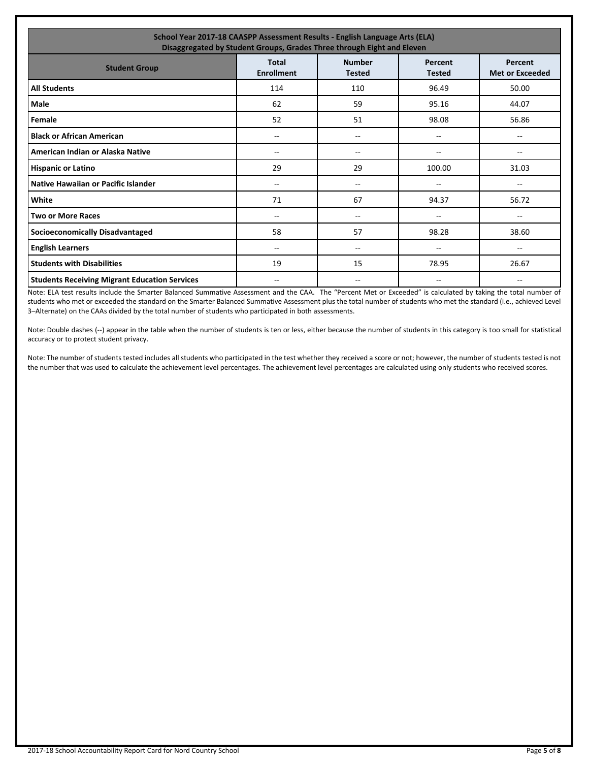| School Year 2017-18 CAASPP Assessment Results - English Language Arts (ELA) Disaggregated by Student Groups, Grades Three through Eight and Eleven | | | | |
|---|---|---|---|---|
| **Student Group** | **Total Enrollment** | **Number Tested** | **Percent Tested** | **Percent Met or Exceeded** |
| **All Students** | 114 | 110 | 96.49 | 50.00 |
| **Male** | 62 | 59 | 95.16 | 44.07 |
| **Female** | 52 | 51 | 98.08 | 56.86 |
| **Black or African American** | -- | -- | -- | -- |
| **American Indian or Alaska Native** | -- | -- | -- | -- |
| **Hispanic or Latino** | 29 | 29 | 100.00 | 31.03 |
| **Native Hawaiian or Pacific Islander** | -- | -- | -- | -- |
| **White** | 71 | 67 | 94.37 | 56.72 |
| **Two or More Races** | -- | -- | -- | -- |
| **Socioeconomically Disadvantaged** | 58 | 57 | 98.28 | 38.60 |
| **English Learners** | -- | -- | -- | -- |
| **Students with Disabilities** | 19 | 15 | 78.95 | 26.67 |
| **Students Receiving Migrant Education Services** | -- | -- | -- | -- |

Note: ELA test results include the Smarter Balanced Summative Assessment and the CAA. The "Percent Met or Exceeded" is calculated by taking the total number of students who met or exceeded the standard on the Smarter Balanced Summative Assessment plus the total number of students who met the standard (i.e., achieved Level 3–Alternate) on the CAAs divided by the total number of students who participated in both assessments.

Note: Double dashes (--) appear in the table when the number of students is ten or less, either because the number of students in this category is too small for statistical accuracy or to protect student privacy.

Note: The number of students tested includes all students who participated in the test whether they received a score or not; however, the number of students tested is not the number that was used to calculate the achievement level percentages. The achievement level percentages are calculated using only students who received scores.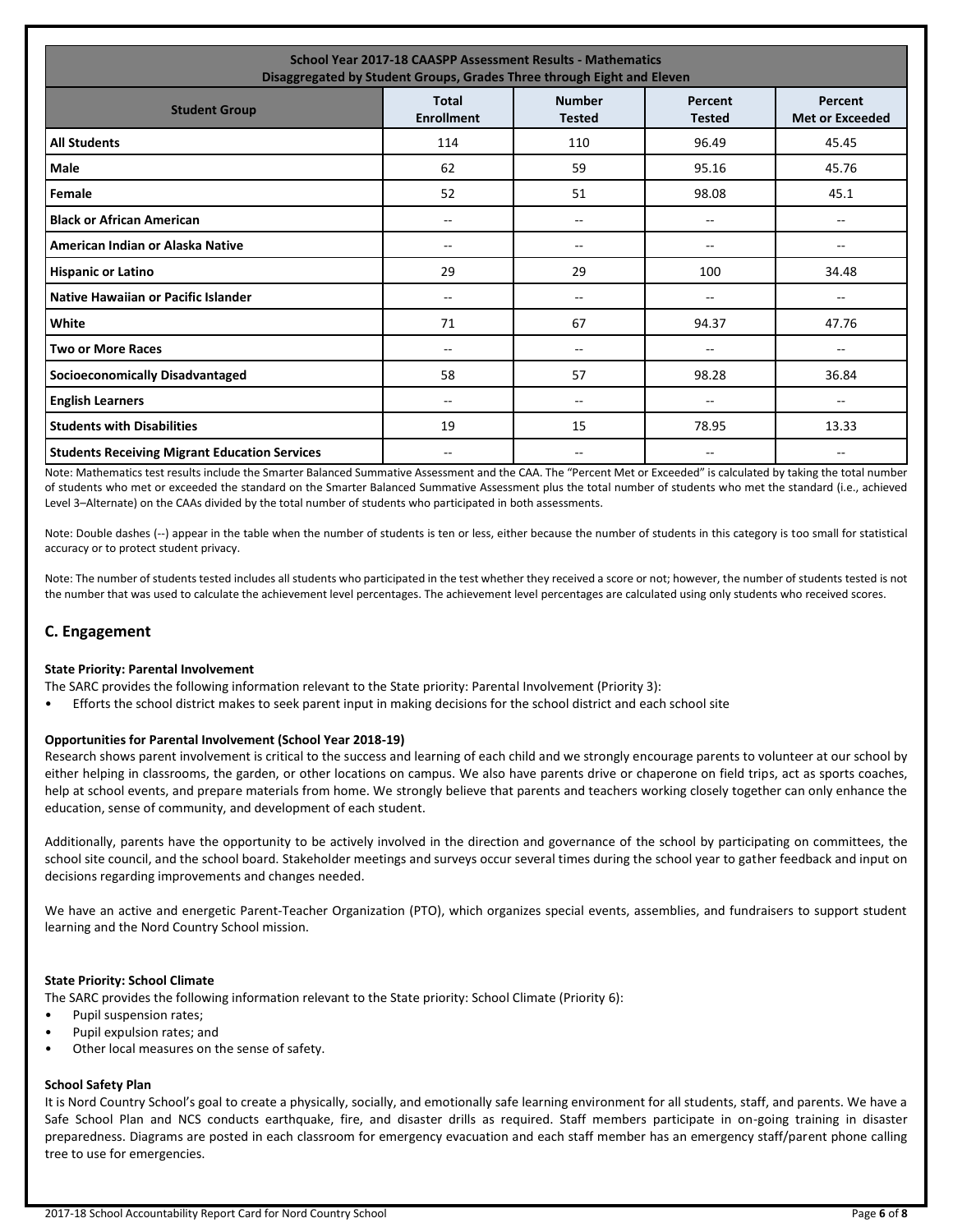| School Year 2017-18 CAASPP Assessment Results - Mathematics<br>Disaggregated by Student Groups, Grades Three through Eight and Eleven | | | | |
|---|---|---|---|---|
| **Student Group** | **Total Enrollment** | **Number Tested** | **Percent Tested** | **Percent Met or Exceeded** |
| **All Students** | 114 | 110 | 96.49 | 45.45 |
| **Male** | 62 | 59 | 95.16 | 45.76 |
| **Female** | 52 | 51 | 98.08 | 45.1 |
| **Black or African American** | -- | -- | -- | -- |
| **American Indian or Alaska Native** | -- | -- | -- | -- |
| **Hispanic or Latino** | 29 | 29 | 100 | 34.48 |
| **Native Hawaiian or Pacific Islander** | -- | -- | -- | -- |
| **White** | 71 | 67 | 94.37 | 47.76 |
| **Two or More Races** | -- | -- | -- | -- |
| **Socioeconomically Disadvantaged** | 58 | 57 | 98.28 | 36.84 |
| **English Learners** | -- | -- | -- | -- |
| **Students with Disabilities** | 19 | 15 | 78.95 | 13.33 |
| **Students Receiving Migrant Education Services** | -- | -- | -- | -- |

Note: Mathematics test results include the Smarter Balanced Summative Assessment and the CAA. The "Percent Met or Exceeded" is calculated by taking the total number of students who met or exceeded the standard on the Smarter Balanced Summative Assessment plus the total number of students who met the standard (i.e., achieved Level 3–Alternate) on the CAAs divided by the total number of students who participated in both assessments.

Note: Double dashes (--) appear in the table when the number of students is ten or less, either because the number of students in this category is too small for statistical accuracy or to protect student privacy.

Note: The number of students tested includes all students who participated in the test whether they received a score or not; however, the number of students tested is not the number that was used to calculate the achievement level percentages. The achievement level percentages are calculated using only students who received scores.

## C. Engagement

#### State Priority: Parental Involvement

The SARC provides the following information relevant to the State priority: Parental Involvement (Priority 3):

- Efforts the school district makes to seek parent input in making decisions for the school district and each school site

#### Opportunities for Parental Involvement (School Year 2018-19)

Research shows parent involvement is critical to the success and learning of each child and we strongly encourage parents to volunteer at our school by either helping in classrooms, the garden, or other locations on campus. We also have parents drive or chaperone on field trips, act as sports coaches, help at school events, and prepare materials from home. We strongly believe that parents and teachers working closely together can only enhance the education, sense of community, and development of each student.

Additionally, parents have the opportunity to be actively involved in the direction and governance of the school by participating on committees, the school site council, and the school board. Stakeholder meetings and surveys occur several times during the school year to gather feedback and input on decisions regarding improvements and changes needed.

We have an active and energetic Parent-Teacher Organization (PTO), which organizes special events, assemblies, and fundraisers to support student learning and the Nord Country School mission.

#### State Priority: School Climate

The SARC provides the following information relevant to the State priority: School Climate (Priority 6):

- Pupil suspension rates;
- Pupil expulsion rates; and
- Other local measures on the sense of safety.

#### School Safety Plan

It is Nord Country School's goal to create a physically, socially, and emotionally safe learning environment for all students, staff, and parents. We have a Safe School Plan and NCS conducts earthquake, fire, and disaster drills as required. Staff members participate in on-going training in disaster preparedness. Diagrams are posted in each classroom for emergency evacuation and each staff member has an emergency staff/parent phone calling tree to use for emergencies.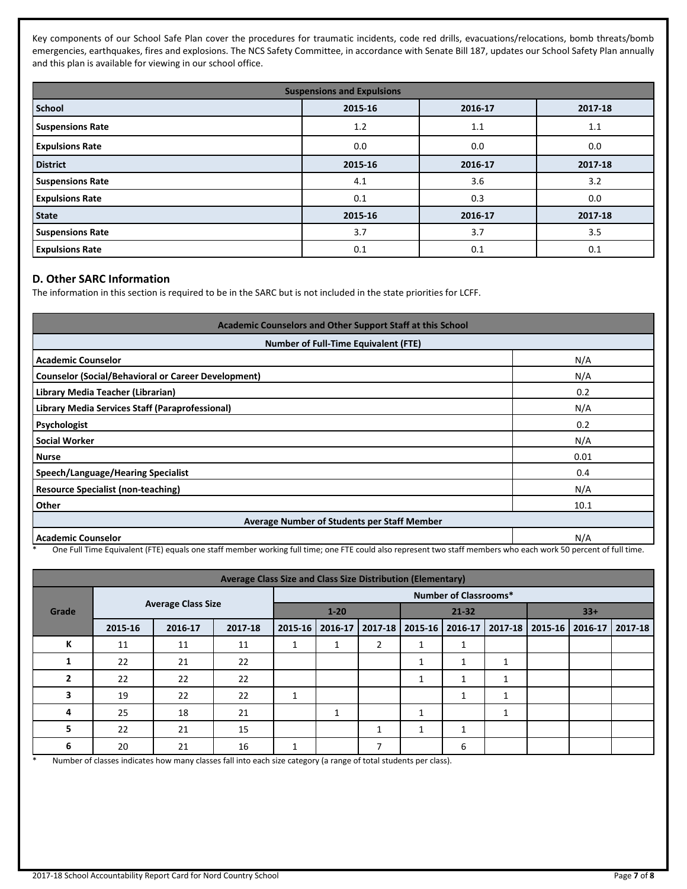Key components of our School Safe Plan cover the procedures for traumatic incidents, code red drills, evacuations/relocations, bomb threats/bomb emergencies, earthquakes, fires and explosions. The NCS Safety Committee, in accordance with Senate Bill 187, updates our School Safety Plan annually and this plan is available for viewing in our school office.

| Suspensions and Expulsions | | | |
|---|---|---|---|
| **School** | **2015-16** | **2016-17** | **2017-18** |
| **Suspensions Rate** | 1.2 | 1.1 | 1.1 |
| **Expulsions Rate** | 0.0 | 0.0 | 0.0 |
| **District** | **2015-16** | **2016-17** | **2017-18** |
| **Suspensions Rate** | 4.1 | 3.6 | 3.2 |
| **Expulsions Rate** | 0.1 | 0.3 | 0.0 |
| **State** | **2015-16** | **2016-17** | **2017-18** |
| **Suspensions Rate** | 3.7 | 3.7 | 3.5 |
| **Expulsions Rate** | 0.1 | 0.1 | 0.1 |

## D. Other SARC Information

The information in this section is required to be in the SARC but is not included in the state priorities for LCFF.

| Academic Counselors and Other Support Staff at this School | |
|---|---|
| **Number of Full-Time Equivalent (FTE)** | |
| **Academic Counselor** | N/A |
| **Counselor (Social/Behavioral or Career Development)** | N/A |
| **Library Media Teacher (Librarian)** | 0.2 |
| **Library Media Services Staff (Paraprofessional)** | N/A |
| **Psychologist** | 0.2 |
| **Social Worker** | N/A |
| **Nurse** | 0.01 |
| **Speech/Language/Hearing Specialist** | 0.4 |
| **Resource Specialist (non-teaching)** | N/A |
| **Other** | 10.1 |
| **Average Number of Students per Staff Member** | |
| **Academic Counselor** | N/A |

* One Full Time Equivalent (FTE) equals one staff member working full time; one FTE could also represent two staff members who each work 50 percent of full time.

| Average Class Size and Class Size Distribution (Elementary) | | | | | | | | | | | | |
|---|---|---|---|---|---|---|---|---|---|---|---|---|
| **Grade** | **Average Class Size** | | | **Number of Classrooms*** | | | | | | | | |
| | | | | **1-20** | | | **21-32** | | | **33+** | | |
| | **2015-16** | **2016-17** | **2017-18** | **2015-16** | **2016-17** | **2017-18** | **2015-16** | **2016-17** | **2017-18** | **2015-16** | **2016-17** | **2017-18** |
| **K** | 11 | 11 | 11 | 1 | 1 | 2 | 1 | 1 | | | | |
| **1** | 22 | 21 | 22 | | | | 1 | 1 | 1 | | | |
| **2** | 22 | 22 | 22 | | | | 1 | 1 | 1 | | | |
| **3** | 19 | 22 | 22 | 1 | | | | 1 | 1 | | | |
| **4** | 25 | 18 | 21 | | 1 | | 1 | | 1 | | | |
| **5** | 22 | 21 | 15 | | | 1 | 1 | 1 | | | | |
| **6** | 20 | 21 | 16 | 1 | | 7 | | 6 | | | | |

* Number of classes indicates how many classes fall into each size category (a range of total students per class).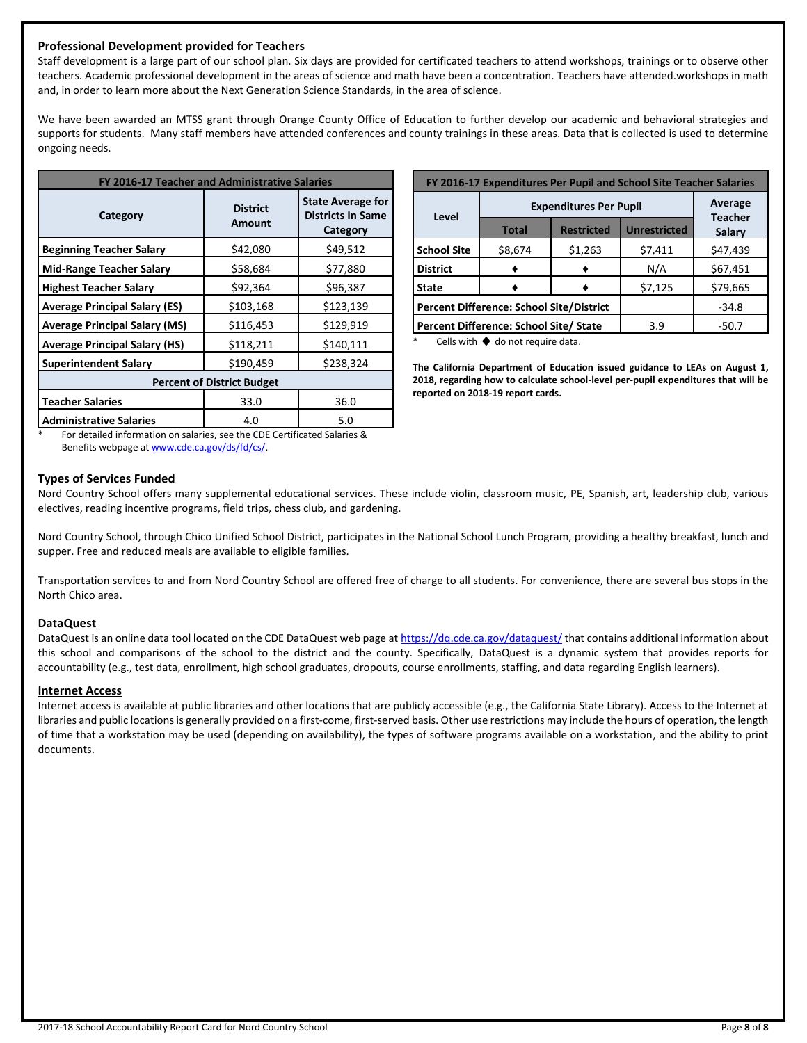### Professional Development provided for Teachers

Staff development is a large part of our school plan. Six days are provided for certificated teachers to attend workshops, trainings or to observe other teachers. Academic professional development in the areas of science and math have been a concentration. Teachers have attended.workshops in math and, in order to learn more about the Next Generation Science Standards, in the area of science.

We have been awarded an MTSS grant through Orange County Office of Education to further develop our academic and behavioral strategies and supports for students. Many staff members have attended conferences and county trainings in these areas. Data that is collected is used to determine ongoing needs.

| FY 2016-17 Teacher and Administrative Salaries | | |
|---|---|---|
| Category | District Amount | State Average for Districts In Same Category |
| Beginning Teacher Salary | $42,080 | $49,512 |
| Mid-Range Teacher Salary | $58,684 | $77,880 |
| Highest Teacher Salary | $92,364 | $96,387 |
| Average Principal Salary (ES) | $103,168 | $123,139 |
| Average Principal Salary (MS) | $116,453 | $129,919 |
| Average Principal Salary (HS) | $118,211 | $140,111 |
| Superintendent Salary | $190,459 | $238,324 |
| Percent of District Budget | | |
| Teacher Salaries | 33.0 | 36.0 |
| Administrative Salaries | 4.0 | 5.0 |

\* For detailed information on salaries, see the CDE Certificated Salaries & Benefits webpage at www.cde.ca.gov/ds/fd/cs/.

| FY 2016-17 Expenditures Per Pupil and School Site Teacher Salaries | | | | |
|---|---|---|---|---|
| Level | Expenditures Per Pupil | | | Average Teacher Salary |
| | Total | Restricted | Unrestricted | |
| School Site | $8,674 | $1,263 | $7,411 | $47,439 |
| District | ♦ | ♦ | N/A | $67,451 |
| State | ♦ | ♦ | $7,125 | $79,665 |
| Percent Difference: School Site/District | | | | -34.8 |
| Percent Difference: School Site/ State | | | 3.9 | -50.7 |

\* Cells with ♦ do not require data.

**The California Department of Education issued guidance to LEAs on August 1, 2018, regarding how to calculate school-level per-pupil expenditures that will be reported on 2018-19 report cards.**

### Types of Services Funded

Nord Country School offers many supplemental educational services. These include violin, classroom music, PE, Spanish, art, leadership club, various electives, reading incentive programs, field trips, chess club, and gardening.

Nord Country School, through Chico Unified School District, participates in the National School Lunch Program, providing a healthy breakfast, lunch and supper. Free and reduced meals are available to eligible families.

Transportation services to and from Nord Country School are offered free of charge to all students. For convenience, there are several bus stops in the North Chico area.

### DataQuest

DataQuest is an online data tool located on the CDE DataQuest web page at https://dq.cde.ca.gov/dataquest/ that contains additional information about this school and comparisons of the school to the district and the county. Specifically, DataQuest is a dynamic system that provides reports for accountability (e.g., test data, enrollment, high school graduates, dropouts, course enrollments, staffing, and data regarding English learners).

### Internet Access

Internet access is available at public libraries and other locations that are publicly accessible (e.g., the California State Library). Access to the Internet at libraries and public locations is generally provided on a first-come, first-served basis. Other use restrictions may include the hours of operation, the length of time that a workstation may be used (depending on availability), the types of software programs available on a workstation, and the ability to print documents.